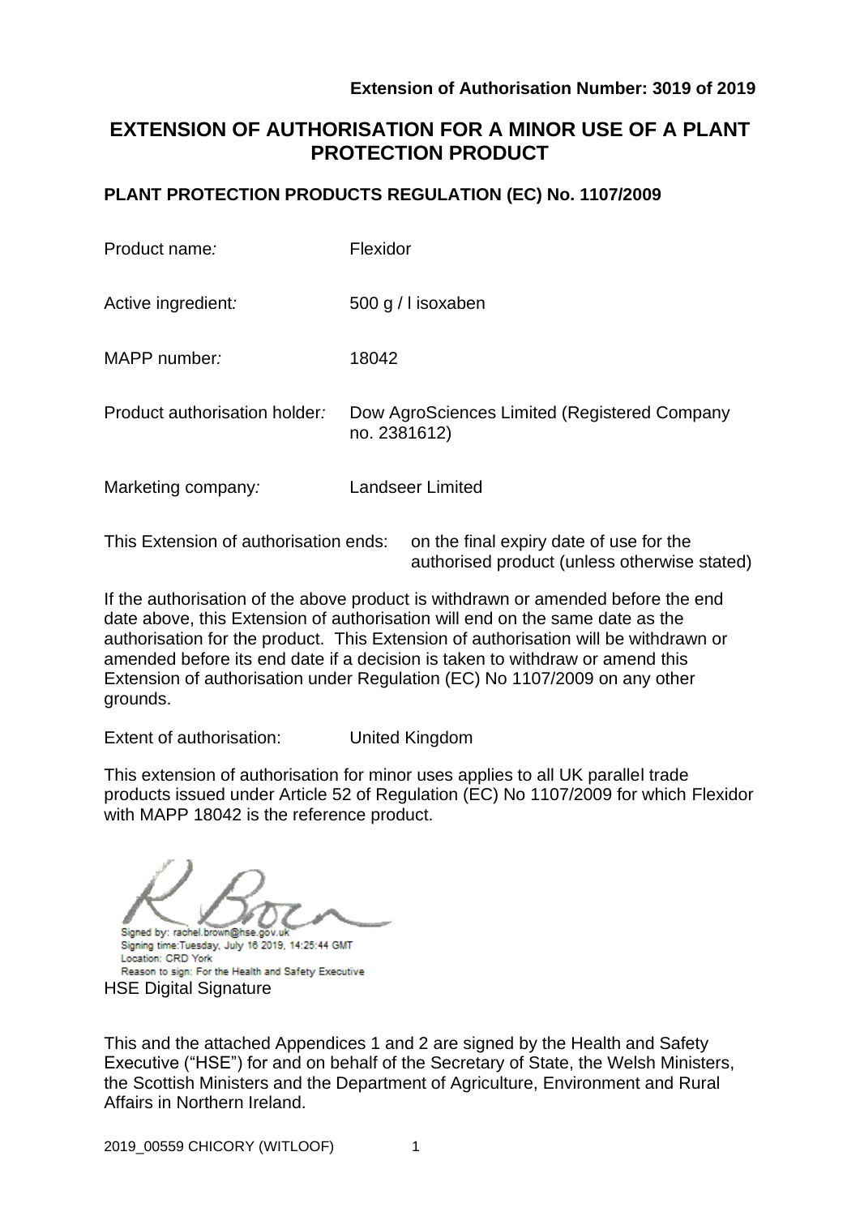**Extension of Authorisation Number: 3019 of 2019**

# EXTENSION OF AUTHORISATION FOR A MINOR USE OF A PLANT PROTECTION PRODUCT

## PLANT PROTECTION PRODUCTS REGULATION (EC) No. 1107/2009

| | |
|---|---|
| Product name: | Flexidor |
| Active ingredient: | 500 g / l isoxaben |
| MAPP number: | 18042 |
| Product authorisation holder: | Dow AgroSciences Limited (Registered Company no. 2381612) |
| Marketing company: | Landseer Limited |

This Extension of authorisation ends: on the final expiry date of use for the authorised product (unless otherwise stated)

If the authorisation of the above product is withdrawn or amended before the end date above, this Extension of authorisation will end on the same date as the authorisation for the product. This Extension of authorisation will be withdrawn or amended before its end date if a decision is taken to withdraw or amend this Extension of authorisation under Regulation (EC) No 1107/2009 on any other grounds.

Extent of authorisation: United Kingdom

This extension of authorisation for minor uses applies to all UK parallel trade products issued under Article 52 of Regulation (EC) No 1107/2009 for which Flexidor with MAPP 18042 is the reference product.

Signed by: rachel.brown@hse.gov.uk
Signing time: Tuesday, July 16 2019, 14:25:44 GMT
Location: CRD York
Reason to sign: For the Health and Safety Executive

HSE Digital Signature

This and the attached Appendices 1 and 2 are signed by the Health and Safety Executive ("HSE") for and on behalf of the Secretary of State, the Welsh Ministers, the Scottish Ministers and the Department of Agriculture, Environment and Rural Affairs in Northern Ireland.

2019_00559 CHICORY (WITLOOF)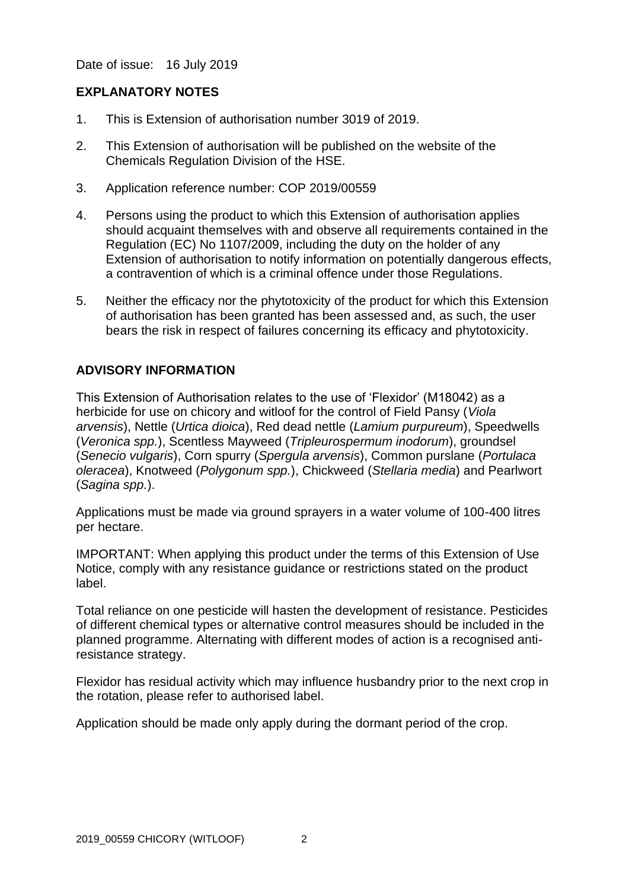Date of issue: 16 July 2019

## EXPLANATORY NOTES

1. This is Extension of authorisation number 3019 of 2019.
2. This Extension of authorisation will be published on the website of the Chemicals Regulation Division of the HSE.
3. Application reference number: COP 2019/00559
4. Persons using the product to which this Extension of authorisation applies should acquaint themselves with and observe all requirements contained in the Regulation (EC) No 1107/2009, including the duty on the holder of any Extension of authorisation to notify information on potentially dangerous effects, a contravention of which is a criminal offence under those Regulations.
5. Neither the efficacy nor the phytotoxicity of the product for which this Extension of authorisation has been granted has been assessed and, as such, the user bears the risk in respect of failures concerning its efficacy and phytotoxicity.

## ADVISORY INFORMATION

This Extension of Authorisation relates to the use of 'Flexidor' (M18042) as a herbicide for use on chicory and witloof for the control of Field Pansy (*Viola arvensis*), Nettle (*Urtica dioica*), Red dead nettle (*Lamium purpureum*), Speedwells (*Veronica spp.*), Scentless Mayweed (*Tripleurospermum inodorum*), groundsel (*Senecio vulgaris*), Corn spurry (*Spergula arvensis*), Common purslane (*Portulaca oleracea*), Knotweed (*Polygonum spp.*), Chickweed (*Stellaria media*) and Pearlwort (*Sagina spp.*).

Applications must be made via ground sprayers in a water volume of 100-400 litres per hectare.

IMPORTANT: When applying this product under the terms of this Extension of Use Notice, comply with any resistance guidance or restrictions stated on the product label.

Total reliance on one pesticide will hasten the development of resistance. Pesticides of different chemical types or alternative control measures should be included in the planned programme. Alternating with different modes of action is a recognised anti-resistance strategy.

Flexidor has residual activity which may influence husbandry prior to the next crop in the rotation, please refer to authorised label.

Application should be made only apply during the dormant period of the crop.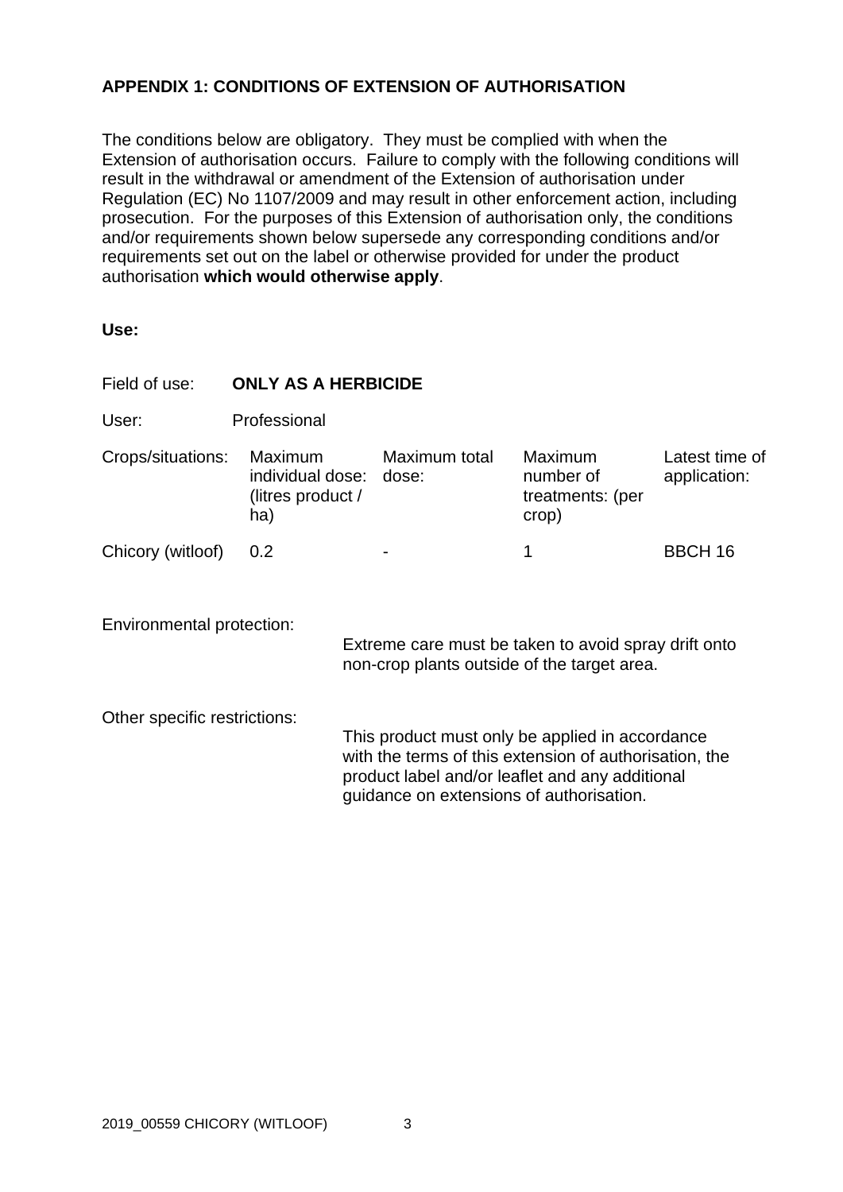## APPENDIX 1: CONDITIONS OF EXTENSION OF AUTHORISATION

The conditions below are obligatory. They must be complied with when the Extension of authorisation occurs. Failure to comply with the following conditions will result in the withdrawal or amendment of the Extension of authorisation under Regulation (EC) No 1107/2009 and may result in other enforcement action, including prosecution. For the purposes of this Extension of authorisation only, the conditions and/or requirements shown below supersede any corresponding conditions and/or requirements set out on the label or otherwise provided for under the product authorisation **which would otherwise apply**.

**Use:**

Field of use: **ONLY AS A HERBICIDE**

User: Professional

| Crops/situations: | Maximum individual dose: (litres product / ha) | Maximum total dose: | Maximum number of treatments: (per crop) | Latest time of application: |
|---|---|---|---|---|
| Chicory (witloof) | 0.2 | - | 1 | BBCH 16 |

Environmental protection:

Extreme care must be taken to avoid spray drift onto non-crop plants outside of the target area.

Other specific restrictions:

This product must only be applied in accordance with the terms of this extension of authorisation, the product label and/or leaflet and any additional guidance on extensions of authorisation.

2019_00559 CHICORY (WITLOOF)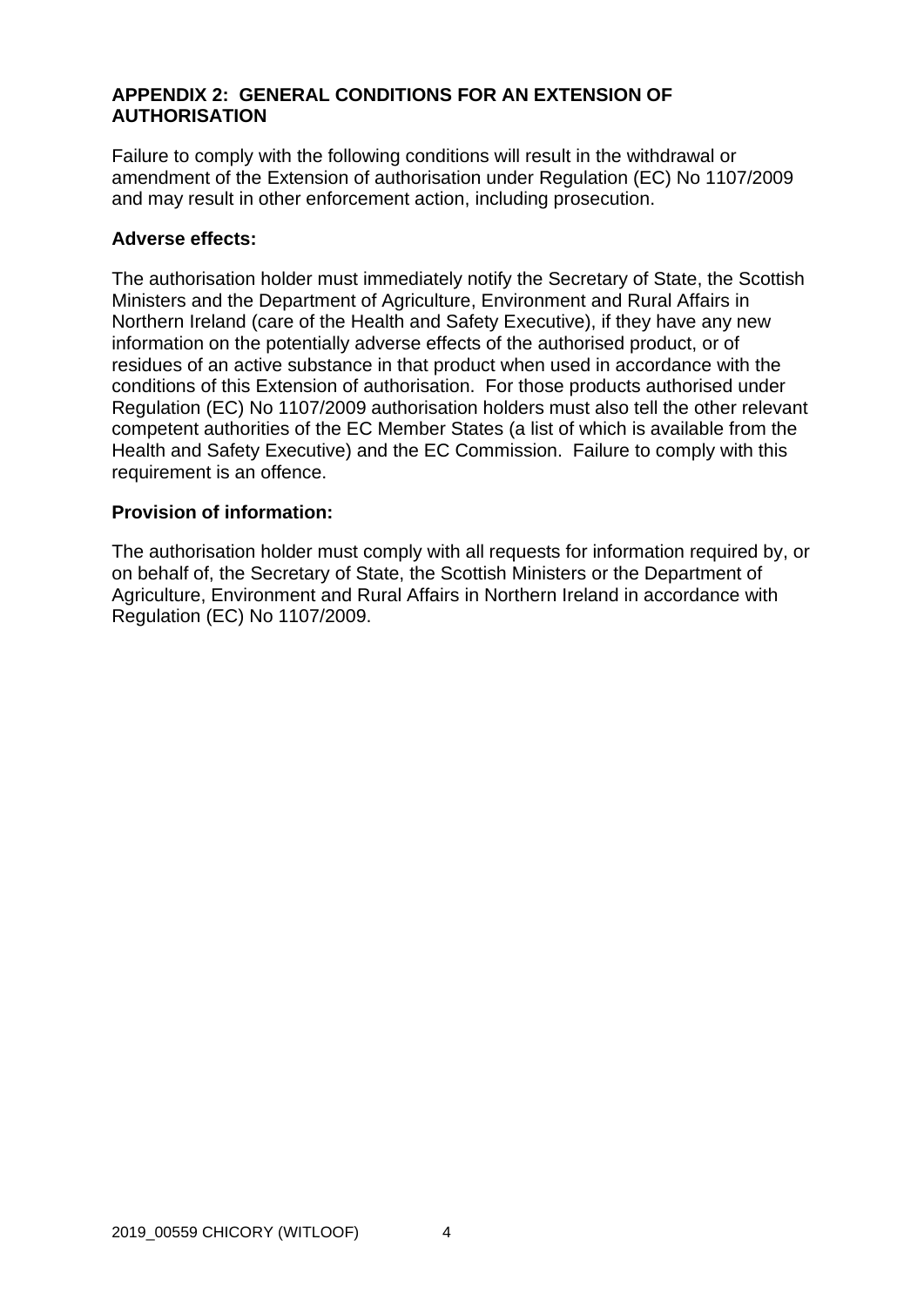## APPENDIX 2: GENERAL CONDITIONS FOR AN EXTENSION OF AUTHORISATION

Failure to comply with the following conditions will result in the withdrawal or amendment of the Extension of authorisation under Regulation (EC) No 1107/2009 and may result in other enforcement action, including prosecution.

**Adverse effects:**

The authorisation holder must immediately notify the Secretary of State, the Scottish Ministers and the Department of Agriculture, Environment and Rural Affairs in Northern Ireland (care of the Health and Safety Executive), if they have any new information on the potentially adverse effects of the authorised product, or of residues of an active substance in that product when used in accordance with the conditions of this Extension of authorisation. For those products authorised under Regulation (EC) No 1107/2009 authorisation holders must also tell the other relevant competent authorities of the EC Member States (a list of which is available from the Health and Safety Executive) and the EC Commission. Failure to comply with this requirement is an offence.

**Provision of information:**

The authorisation holder must comply with all requests for information required by, or on behalf of, the Secretary of State, the Scottish Ministers or the Department of Agriculture, Environment and Rural Affairs in Northern Ireland in accordance with Regulation (EC) No 1107/2009.